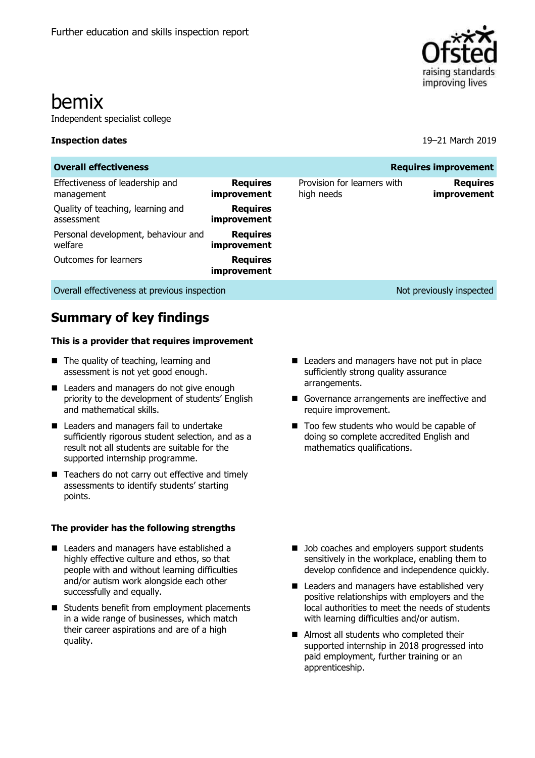Further education and skills inspection report

# bemix

Independent specialist college

**Inspection dates** 19–21 March 2019

| **Overall effectiveness** | | | **Requires improvement** |
|---|---|---|---|
| Effectiveness of leadership and management | **Requires improvement** | Provision for learners with high needs | **Requires improvement** |
| Quality of teaching, learning and assessment | **Requires improvement** | | |
| Personal development, behaviour and welfare | **Requires improvement** | | |
| Outcomes for learners | **Requires improvement** | | |
| Overall effectiveness at previous inspection | | | Not previously inspected |

## Summary of key findings

### This is a provider that requires improvement

- The quality of teaching, learning and assessment is not yet good enough.
- Leaders and managers do not give enough priority to the development of students' English and mathematical skills.
- Leaders and managers fail to undertake sufficiently rigorous student selection, and as a result not all students are suitable for the supported internship programme.
- Teachers do not carry out effective and timely assessments to identify students' starting points.
- Leaders and managers have not put in place sufficiently strong quality assurance arrangements.
- Governance arrangements are ineffective and require improvement.
- Too few students who would be capable of doing so complete accredited English and mathematics qualifications.

### The provider has the following strengths

- Leaders and managers have established a highly effective culture and ethos, so that people with and without learning difficulties and/or autism work alongside each other successfully and equally.
- Students benefit from employment placements in a wide range of businesses, which match their career aspirations and are of a high quality.
- Job coaches and employers support students sensitively in the workplace, enabling them to develop confidence and independence quickly.
- Leaders and managers have established very positive relationships with employers and the local authorities to meet the needs of students with learning difficulties and/or autism.
- Almost all students who completed their supported internship in 2018 progressed into paid employment, further training or an apprenticeship.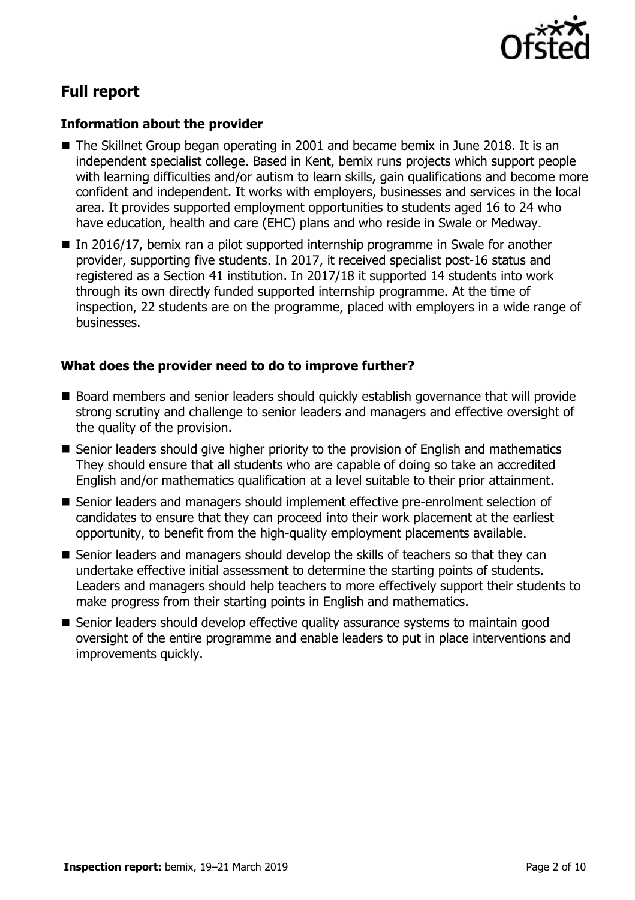## Full report

### Information about the provider

- The Skillnet Group began operating in 2001 and became bemix in June 2018. It is an independent specialist college. Based in Kent, bemix runs projects which support people with learning difficulties and/or autism to learn skills, gain qualifications and become more confident and independent. It works with employers, businesses and services in the local area. It provides supported employment opportunities to students aged 16 to 24 who have education, health and care (EHC) plans and who reside in Swale or Medway.
- In 2016/17, bemix ran a pilot supported internship programme in Swale for another provider, supporting five students. In 2017, it received specialist post-16 status and registered as a Section 41 institution. In 2017/18 it supported 14 students into work through its own directly funded supported internship programme. At the time of inspection, 22 students are on the programme, placed with employers in a wide range of businesses.

### What does the provider need to do to improve further?

- Board members and senior leaders should quickly establish governance that will provide strong scrutiny and challenge to senior leaders and managers and effective oversight of the quality of the provision.
- Senior leaders should give higher priority to the provision of English and mathematics They should ensure that all students who are capable of doing so take an accredited English and/or mathematics qualification at a level suitable to their prior attainment.
- Senior leaders and managers should implement effective pre-enrolment selection of candidates to ensure that they can proceed into their work placement at the earliest opportunity, to benefit from the high-quality employment placements available.
- Senior leaders and managers should develop the skills of teachers so that they can undertake effective initial assessment to determine the starting points of students. Leaders and managers should help teachers to more effectively support their students to make progress from their starting points in English and mathematics.
- Senior leaders should develop effective quality assurance systems to maintain good oversight of the entire programme and enable leaders to put in place interventions and improvements quickly.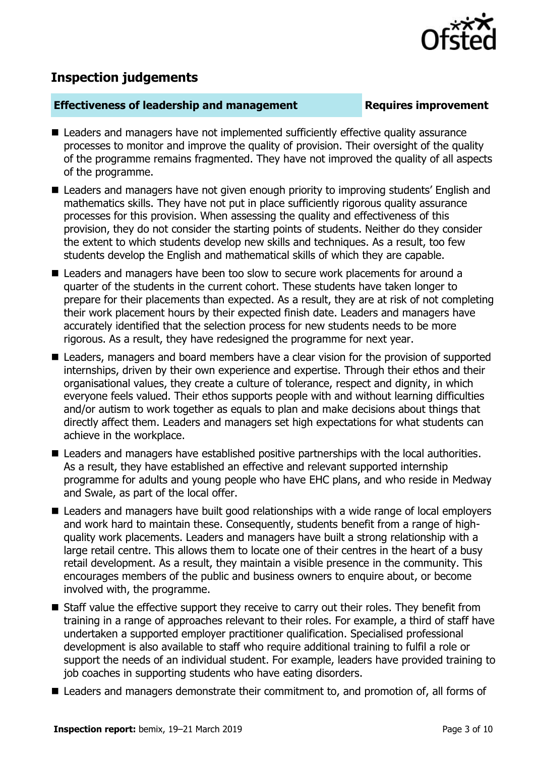## Inspection judgements

| **Effectiveness of leadership and management** | **Requires improvement** |
| --- | --- |

- Leaders and managers have not implemented sufficiently effective quality assurance processes to monitor and improve the quality of provision. Their oversight of the quality of the programme remains fragmented. They have not improved the quality of all aspects of the programme.
- Leaders and managers have not given enough priority to improving students' English and mathematics skills. They have not put in place sufficiently rigorous quality assurance processes for this provision. When assessing the quality and effectiveness of this provision, they do not consider the starting points of students. Neither do they consider the extent to which students develop new skills and techniques. As a result, too few students develop the English and mathematical skills of which they are capable.
- Leaders and managers have been too slow to secure work placements for around a quarter of the students in the current cohort. These students have taken longer to prepare for their placements than expected. As a result, they are at risk of not completing their work placement hours by their expected finish date. Leaders and managers have accurately identified that the selection process for new students needs to be more rigorous. As a result, they have redesigned the programme for next year.
- Leaders, managers and board members have a clear vision for the provision of supported internships, driven by their own experience and expertise. Through their ethos and their organisational values, they create a culture of tolerance, respect and dignity, in which everyone feels valued. Their ethos supports people with and without learning difficulties and/or autism to work together as equals to plan and make decisions about things that directly affect them. Leaders and managers set high expectations for what students can achieve in the workplace.
- Leaders and managers have established positive partnerships with the local authorities. As a result, they have established an effective and relevant supported internship programme for adults and young people who have EHC plans, and who reside in Medway and Swale, as part of the local offer.
- Leaders and managers have built good relationships with a wide range of local employers and work hard to maintain these. Consequently, students benefit from a range of high-quality work placements. Leaders and managers have built a strong relationship with a large retail centre. This allows them to locate one of their centres in the heart of a busy retail development. As a result, they maintain a visible presence in the community. This encourages members of the public and business owners to enquire about, or become involved with, the programme.
- Staff value the effective support they receive to carry out their roles. They benefit from training in a range of approaches relevant to their roles. For example, a third of staff have undertaken a supported employer practitioner qualification. Specialised professional development is also available to staff who require additional training to fulfil a role or support the needs of an individual student. For example, leaders have provided training to job coaches in supporting students who have eating disorders.
- Leaders and managers demonstrate their commitment to, and promotion of, all forms of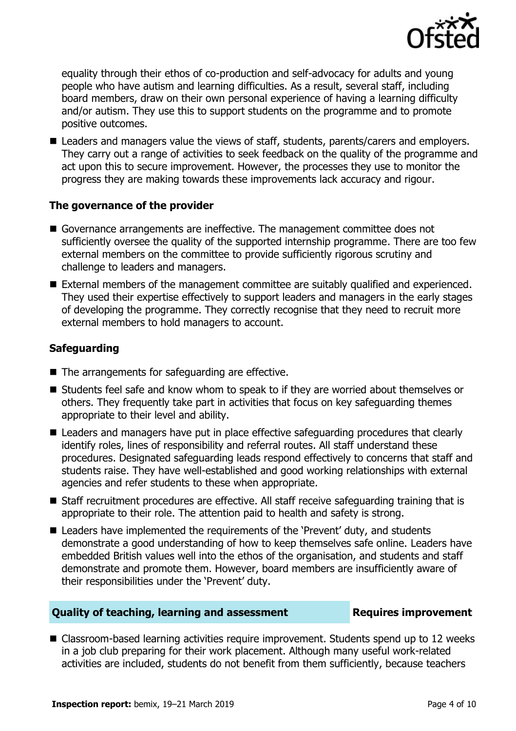equality through their ethos of co-production and self-advocacy for adults and young people who have autism and learning difficulties. As a result, several staff, including board members, draw on their own personal experience of having a learning difficulty and/or autism. They use this to support students on the programme and to promote positive outcomes.

- Leaders and managers value the views of staff, students, parents/carers and employers. They carry out a range of activities to seek feedback on the quality of the programme and act upon this to secure improvement. However, the processes they use to monitor the progress they are making towards these improvements lack accuracy and rigour.

### The governance of the provider

- Governance arrangements are ineffective. The management committee does not sufficiently oversee the quality of the supported internship programme. There are too few external members on the committee to provide sufficiently rigorous scrutiny and challenge to leaders and managers.
- External members of the management committee are suitably qualified and experienced. They used their expertise effectively to support leaders and managers in the early stages of developing the programme. They correctly recognise that they need to recruit more external members to hold managers to account.

### Safeguarding

- The arrangements for safeguarding are effective.
- Students feel safe and know whom to speak to if they are worried about themselves or others. They frequently take part in activities that focus on key safeguarding themes appropriate to their level and ability.
- Leaders and managers have put in place effective safeguarding procedures that clearly identify roles, lines of responsibility and referral routes. All staff understand these procedures. Designated safeguarding leads respond effectively to concerns that staff and students raise. They have well-established and good working relationships with external agencies and refer students to these when appropriate.
- Staff recruitment procedures are effective. All staff receive safeguarding training that is appropriate to their role. The attention paid to health and safety is strong.
- Leaders have implemented the requirements of the 'Prevent' duty, and students demonstrate a good understanding of how to keep themselves safe online. Leaders have embedded British values well into the ethos of the organisation, and students and staff demonstrate and promote them. However, board members are insufficiently aware of their responsibilities under the 'Prevent' duty.

## Quality of teaching, learning and assessment — Requires improvement

- Classroom-based learning activities require improvement. Students spend up to 12 weeks in a job club preparing for their work placement. Although many useful work-related activities are included, students do not benefit from them sufficiently, because teachers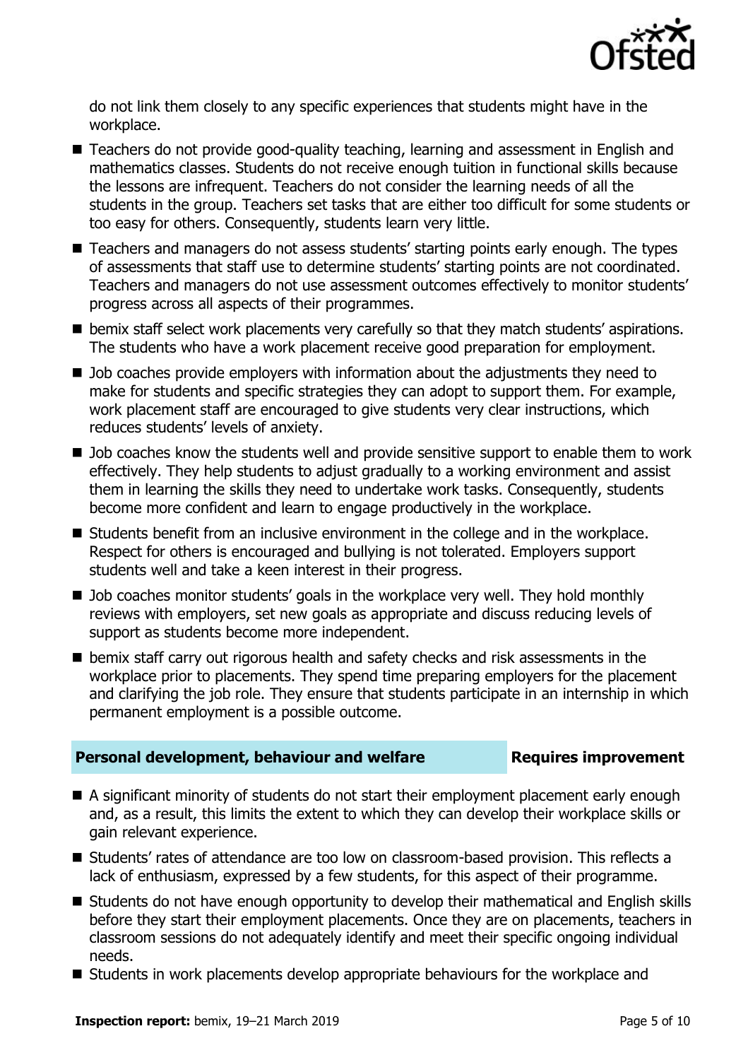do not link them closely to any specific experiences that students might have in the workplace.

- Teachers do not provide good-quality teaching, learning and assessment in English and mathematics classes. Students do not receive enough tuition in functional skills because the lessons are infrequent. Teachers do not consider the learning needs of all the students in the group. Teachers set tasks that are either too difficult for some students or too easy for others. Consequently, students learn very little.
- Teachers and managers do not assess students' starting points early enough. The types of assessments that staff use to determine students' starting points are not coordinated. Teachers and managers do not use assessment outcomes effectively to monitor students' progress across all aspects of their programmes.
- bemix staff select work placements very carefully so that they match students' aspirations. The students who have a work placement receive good preparation for employment.
- Job coaches provide employers with information about the adjustments they need to make for students and specific strategies they can adopt to support them. For example, work placement staff are encouraged to give students very clear instructions, which reduces students' levels of anxiety.
- Job coaches know the students well and provide sensitive support to enable them to work effectively. They help students to adjust gradually to a working environment and assist them in learning the skills they need to undertake work tasks. Consequently, students become more confident and learn to engage productively in the workplace.
- Students benefit from an inclusive environment in the college and in the workplace. Respect for others is encouraged and bullying is not tolerated. Employers support students well and take a keen interest in their progress.
- Job coaches monitor students' goals in the workplace very well. They hold monthly reviews with employers, set new goals as appropriate and discuss reducing levels of support as students become more independent.
- bemix staff carry out rigorous health and safety checks and risk assessments in the workplace prior to placements. They spend time preparing employers for the placement and clarifying the job role. They ensure that students participate in an internship in which permanent employment is a possible outcome.

## Personal development, behaviour and welfare — Requires improvement

- A significant minority of students do not start their employment placement early enough and, as a result, this limits the extent to which they can develop their workplace skills or gain relevant experience.
- Students' rates of attendance are too low on classroom-based provision. This reflects a lack of enthusiasm, expressed by a few students, for this aspect of their programme.
- Students do not have enough opportunity to develop their mathematical and English skills before they start their employment placements. Once they are on placements, teachers in classroom sessions do not adequately identify and meet their specific ongoing individual needs.
- Students in work placements develop appropriate behaviours for the workplace and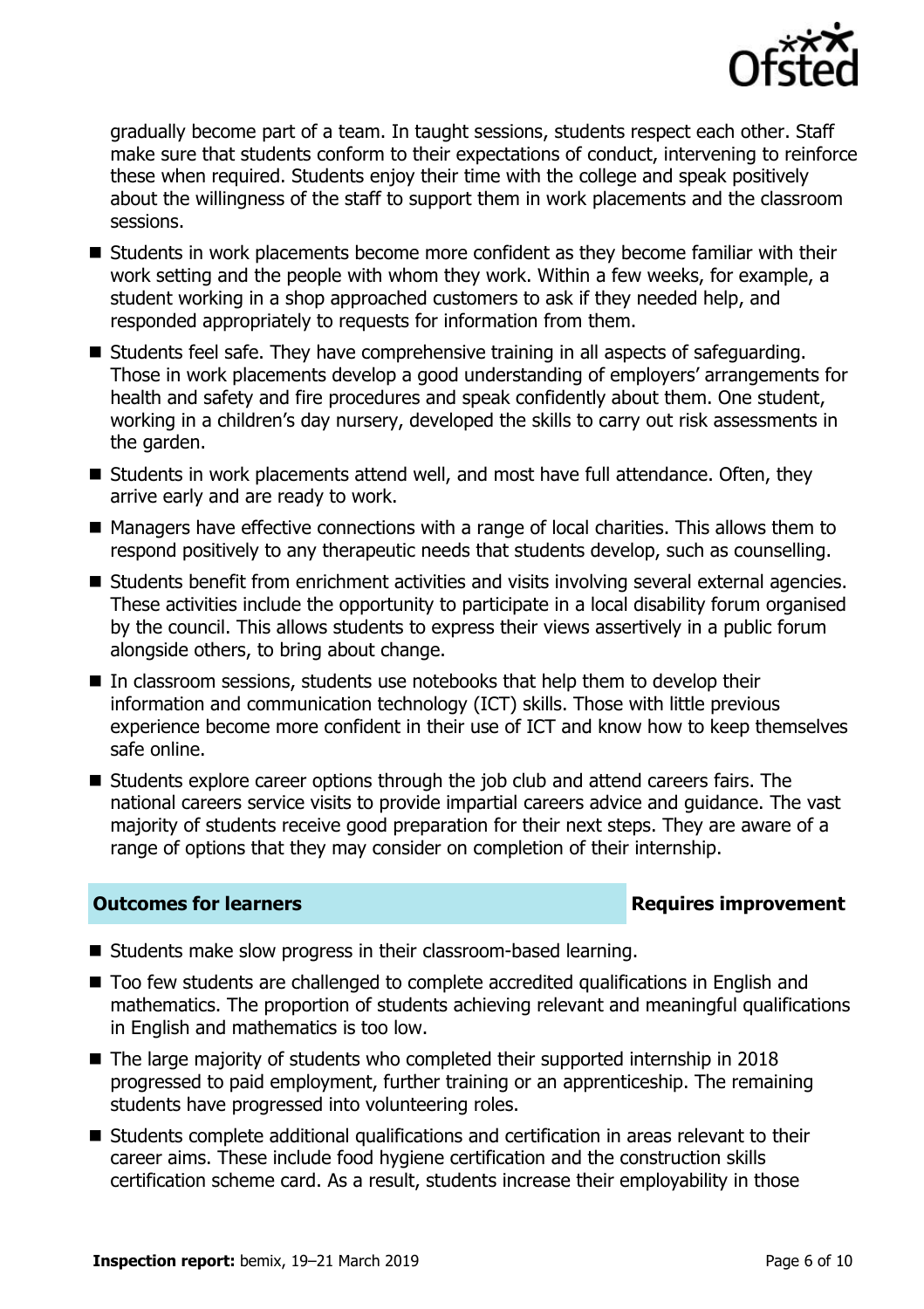gradually become part of a team. In taught sessions, students respect each other. Staff make sure that students conform to their expectations of conduct, intervening to reinforce these when required. Students enjoy their time with the college and speak positively about the willingness of the staff to support them in work placements and the classroom sessions.

- Students in work placements become more confident as they become familiar with their work setting and the people with whom they work. Within a few weeks, for example, a student working in a shop approached customers to ask if they needed help, and responded appropriately to requests for information from them.
- Students feel safe. They have comprehensive training in all aspects of safeguarding. Those in work placements develop a good understanding of employers' arrangements for health and safety and fire procedures and speak confidently about them. One student, working in a children's day nursery, developed the skills to carry out risk assessments in the garden.
- Students in work placements attend well, and most have full attendance. Often, they arrive early and are ready to work.
- Managers have effective connections with a range of local charities. This allows them to respond positively to any therapeutic needs that students develop, such as counselling.
- Students benefit from enrichment activities and visits involving several external agencies. These activities include the opportunity to participate in a local disability forum organised by the council. This allows students to express their views assertively in a public forum alongside others, to bring about change.
- In classroom sessions, students use notebooks that help them to develop their information and communication technology (ICT) skills. Those with little previous experience become more confident in their use of ICT and know how to keep themselves safe online.
- Students explore career options through the job club and attend careers fairs. The national careers service visits to provide impartial careers advice and guidance. The vast majority of students receive good preparation for their next steps. They are aware of a range of options that they may consider on completion of their internship.

## Outcomes for learners — Requires improvement

- Students make slow progress in their classroom-based learning.
- Too few students are challenged to complete accredited qualifications in English and mathematics. The proportion of students achieving relevant and meaningful qualifications in English and mathematics is too low.
- The large majority of students who completed their supported internship in 2018 progressed to paid employment, further training or an apprenticeship. The remaining students have progressed into volunteering roles.
- Students complete additional qualifications and certification in areas relevant to their career aims. These include food hygiene certification and the construction skills certification scheme card. As a result, students increase their employability in those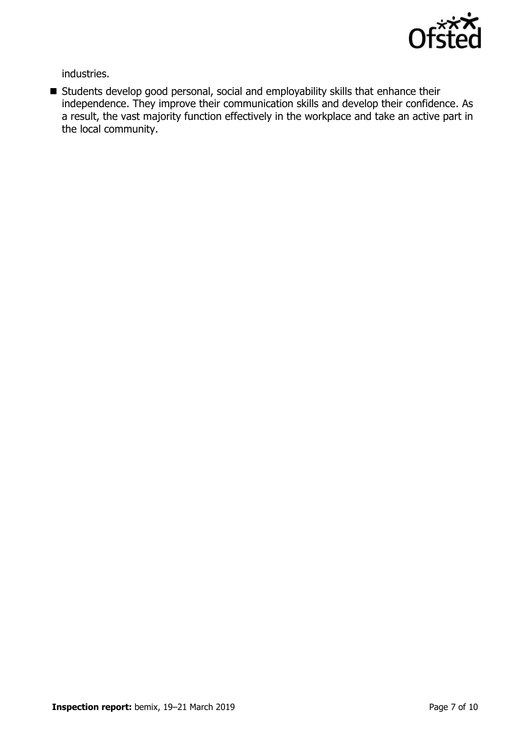industries.

- Students develop good personal, social and employability skills that enhance their independence. They improve their communication skills and develop their confidence. As a result, the vast majority function effectively in the workplace and take an active part in the local community.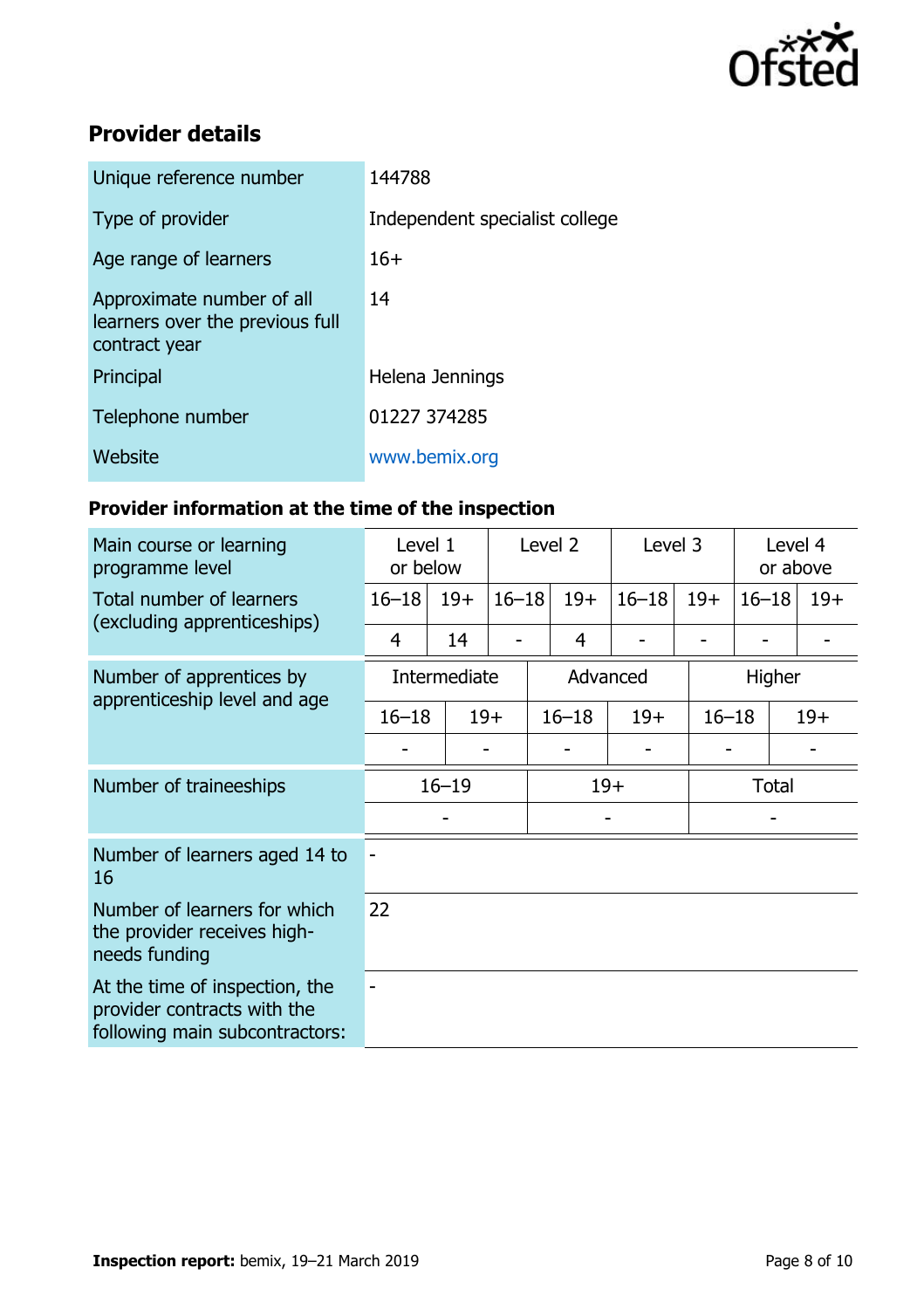## Provider details

| | |
|---|---|
| Unique reference number | 144788 |
| Type of provider | Independent specialist college |
| Age range of learners | 16+ |
| Approximate number of all learners over the previous full contract year | 14 |
| Principal | Helena Jennings |
| Telephone number | 01227 374285 |
| Website | www.bemix.org |

### Provider information at the time of the inspection

| Main course or learning programme level | Level 1 or below | | Level 2 | | Level 3 | | Level 4 or above | |
|---|---|---|---|---|---|---|---|---|
| Total number of learners (excluding apprenticeships) | 16–18 | 19+ | 16–18 | 19+ | 16–18 | 19+ | 16–18 | 19+ |
| | 4 | 14 | - | 4 | - | - | - | - |

| Number of apprentices by apprenticeship level and age | Intermediate | | Advanced | | Higher | |
|---|---|---|---|---|---|---|
| | 16–18 | 19+ | 16–18 | 19+ | 16–18 | 19+ |
| | - | - | - | - | - | - |

| Number of traineeships | 16–19 | 19+ | Total |
|---|---|---|---|
| | - | - | - |

| | |
|---|---|
| Number of learners aged 14 to 16 | - |
| Number of learners for which the provider receives high-needs funding | 22 |
| At the time of inspection, the provider contracts with the following main subcontractors: | - |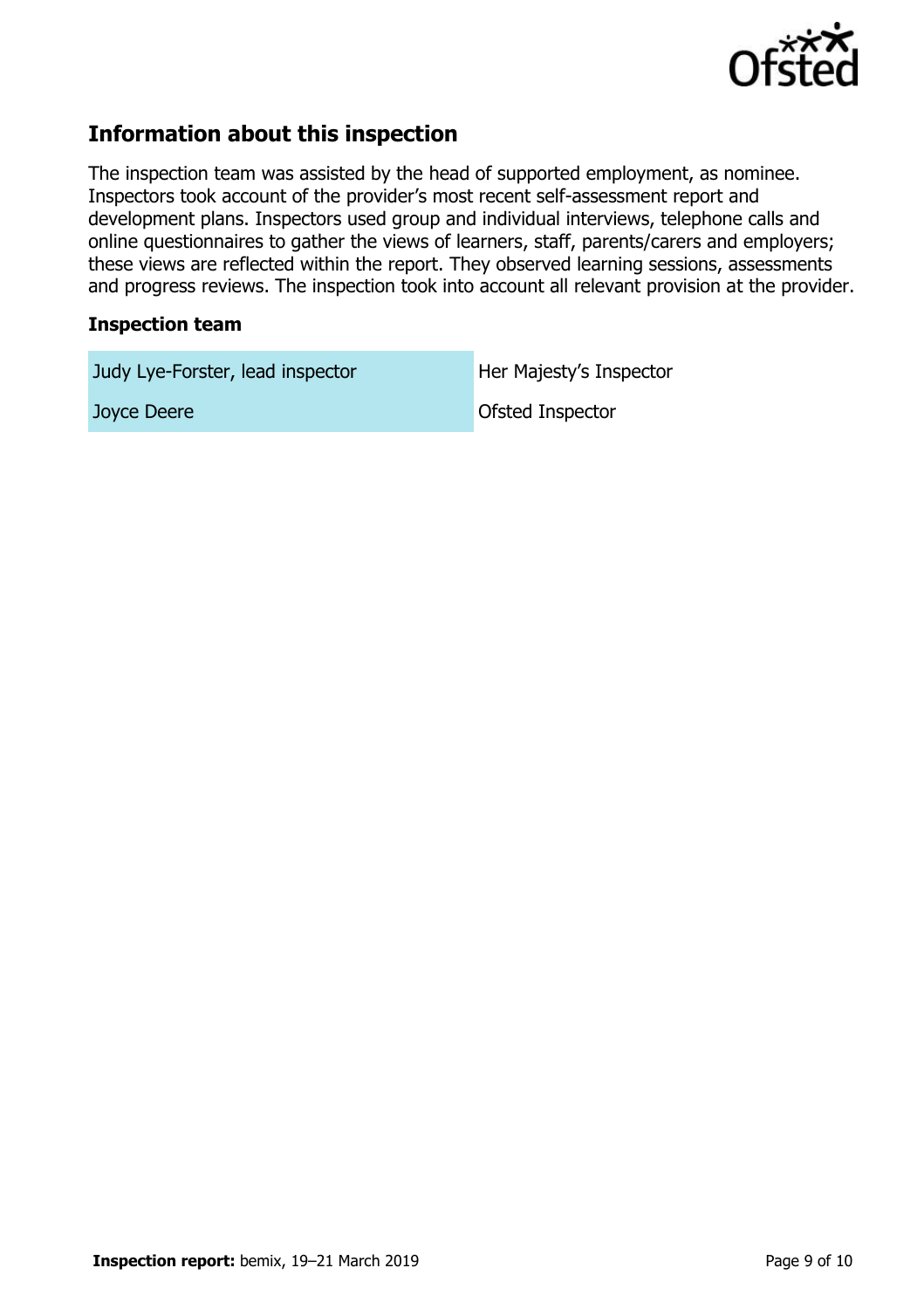## Information about this inspection

The inspection team was assisted by the head of supported employment, as nominee. Inspectors took account of the provider's most recent self-assessment report and development plans. Inspectors used group and individual interviews, telephone calls and online questionnaires to gather the views of learners, staff, parents/carers and employers; these views are reflected within the report. They observed learning sessions, assessments and progress reviews. The inspection took into account all relevant provision at the provider.

### Inspection team

| | |
|---|---|
| Judy Lye-Forster, lead inspector | Her Majesty's Inspector |
| Joyce Deere | Ofsted Inspector |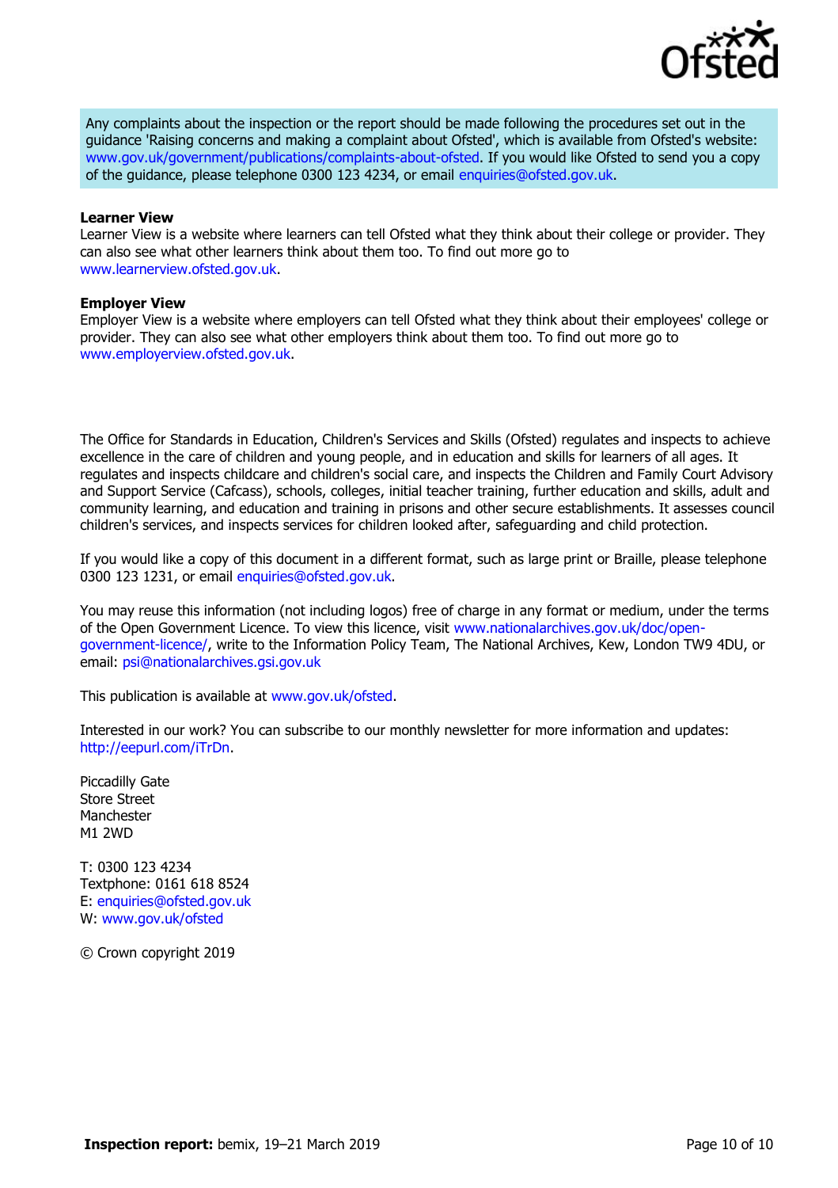Any complaints about the inspection or the report should be made following the procedures set out in the guidance 'Raising concerns and making a complaint about Ofsted', which is available from Ofsted's website: www.gov.uk/government/publications/complaints-about-ofsted. If you would like Ofsted to send you a copy of the guidance, please telephone 0300 123 4234, or email enquiries@ofsted.gov.uk.

**Learner View**
Learner View is a website where learners can tell Ofsted what they think about their college or provider. They can also see what other learners think about them too. To find out more go to www.learnerview.ofsted.gov.uk.

**Employer View**
Employer View is a website where employers can tell Ofsted what they think about their employees' college or provider. They can also see what other employers think about them too. To find out more go to www.employerview.ofsted.gov.uk.

The Office for Standards in Education, Children's Services and Skills (Ofsted) regulates and inspects to achieve excellence in the care of children and young people, and in education and skills for learners of all ages. It regulates and inspects childcare and children's social care, and inspects the Children and Family Court Advisory and Support Service (Cafcass), schools, colleges, initial teacher training, further education and skills, adult and community learning, and education and training in prisons and other secure establishments. It assesses council children's services, and inspects services for children looked after, safeguarding and child protection.

If you would like a copy of this document in a different format, such as large print or Braille, please telephone 0300 123 1231, or email enquiries@ofsted.gov.uk.

You may reuse this information (not including logos) free of charge in any format or medium, under the terms of the Open Government Licence. To view this licence, visit www.nationalarchives.gov.uk/doc/open-government-licence/, write to the Information Policy Team, The National Archives, Kew, London TW9 4DU, or email: psi@nationalarchives.gsi.gov.uk

This publication is available at www.gov.uk/ofsted.

Interested in our work? You can subscribe to our monthly newsletter for more information and updates: http://eepurl.com/iTrDn.

Piccadilly Gate
Store Street
Manchester
M1 2WD

T: 0300 123 4234
Textphone: 0161 618 8524
E: enquiries@ofsted.gov.uk
W: www.gov.uk/ofsted

© Crown copyright 2019